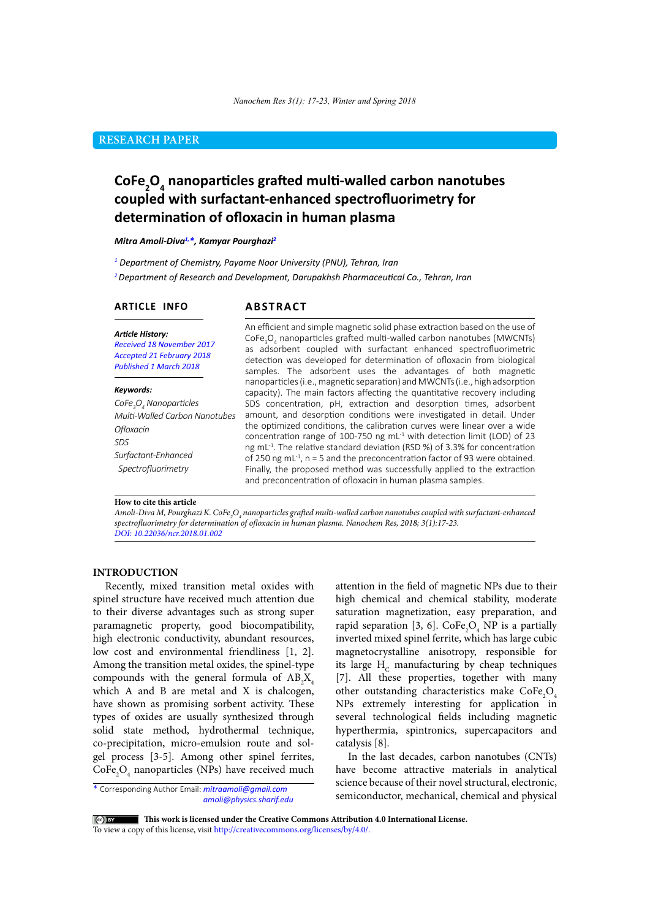RESEARCH PAPER

# $CoFe_2O_4$ nanoparticles grafted multi-walled carbon nanotubes coupled with surfactant-enhanced spectrofluorimetry for determination of ofloxacin in human plasma

*Mitra Amoli-Diva[1,*], Kamyar Pourghazi[2]*

[1] *Department of Chemistry, Payame Noor University (PNU), Tehran, Iran*

[2] *Department of Research and Development, Darupakhsh Pharmaceutical Co., Tehran, Iran*

## ARTICLE INFO

***Article History:***
*Received 18 November 2017*
*Accepted 21 February 2018*
*Published 1 March 2018*

***Keywords:***
*$CoFe_2O_4$ Nanoparticles*
*Multi-Walled Carbon Nanotubes*
*Ofloxacin*
*SDS*
*Surfactant-Enhanced Spectrofluorimetry*

## ABSTRACT

An efficient and simple magnetic solid phase extraction based on the use of $CoFe_3O_4$ nanoparticles grafted multi-walled carbon nanotubes (MWCNTs) as adsorbent coupled with surfactant enhanced spectrofluorimetric detection was developed for determination of ofloxacin from biological samples. The adsorbent uses the advantages of both magnetic nanoparticles (i.e., magnetic separation) and MWCNTs (i.e., high adsorption capacity). The main factors affecting the quantitative recovery including SDS concentration, pH, extraction and desorption times, adsorbent amount, and desorption conditions were investigated in detail. Under the optimized conditions, the calibration curves were linear over a wide concentration range of 100-750 ng $mL^{-1}$ with detection limit (LOD) of 23 ng $mL^{-1}$. The relative standard deviation (RSD %) of 3.3% for concentration of 250 ng $mL^{-1}$, n = 5 and the preconcentration factor of 93 were obtained. Finally, the proposed method was successfully applied to the extraction and preconcentration of ofloxacin in human plasma samples.

**How to cite this article**
*Amoli-Diva M, Pourghazi K. $CoFe_2O_4$ nanoparticles grafted multi-walled carbon nanotubes coupled with surfactant-enhanced spectrofluorimetry for determination of ofloxacin in human plasma. Nanochem Res, 2018; 3(1):17-23.*
*DOI: 10.22036/ncr.2018.01.002*

## INTRODUCTION

Recently, mixed transition metal oxides with spinel structure have received much attention due to their diverse advantages such as strong super paramagnetic property, good biocompatibility, high electronic conductivity, abundant resources, low cost and environmental friendliness [1, 2]. Among the transition metal oxides, the spinel-type compounds with the general formula of $AB_2X_4$ which A and B are metal and X is chalcogen, have shown as promising sorbent activity. These types of oxides are usually synthesized through solid state method, hydrothermal technique, co-precipitation, micro-emulsion route and sol-gel process [3-5]. Among other spinel ferrites, $CoFe_2O_4$ nanoparticles (NPs) have received much attention in the field of magnetic NPs due to their high chemical and chemical stability, moderate saturation magnetization, easy preparation, and rapid separation [3, 6]. $CoFe_2O_4$ NP is a partially inverted mixed spinel ferrite, which has large cubic magnetocrystalline anisotropy, responsible for its large $H_C$ manufacturing by cheap techniques [7]. All these properties, together with many other outstanding characteristics make $CoFe_2O_4$ NPs extremely interesting for application in several technological fields including magnetic hyperthermia, spintronics, supercapacitors and catalysis [8].

In the last decades, carbon nanotubes (CNTs) have become attractive materials in analytical science because of their novel structural, electronic, semiconductor, mechanical, chemical and physical

\* Corresponding Author Email: *mitraamoli@gmail.com*
*amoli@physics.sharif.edu*

This work is licensed under the Creative Commons Attribution 4.0 International License.
To view a copy of this license, visit http://creativecommons.org/licenses/by/4.0/.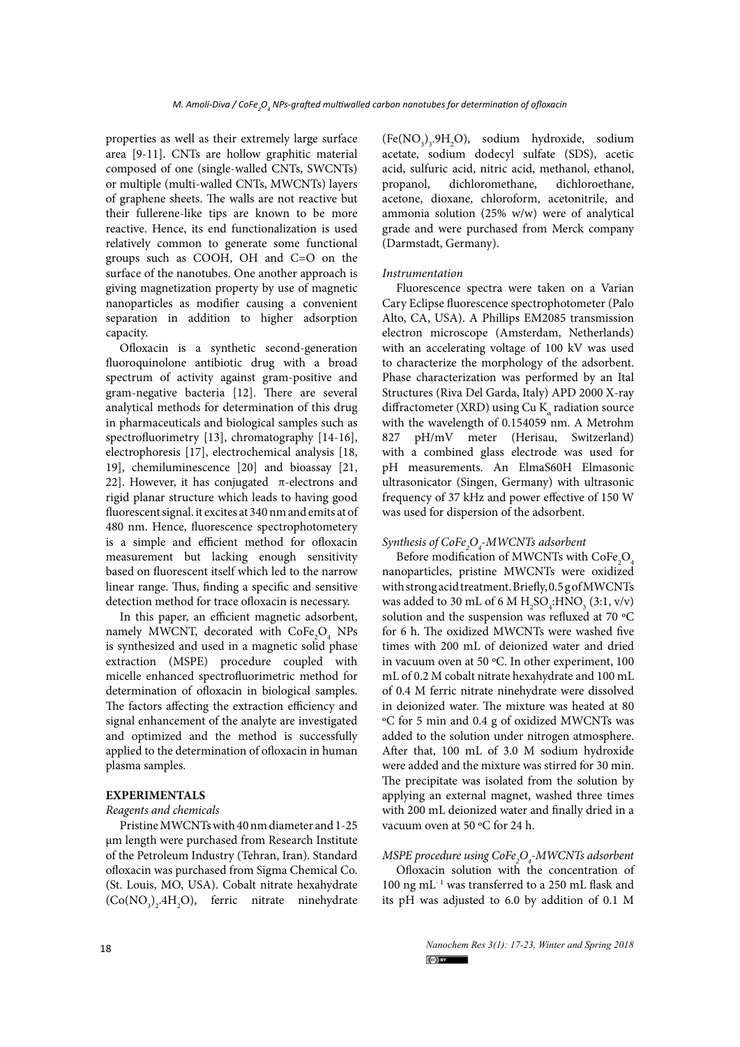properties as well as their extremely large surface area [9-11]. CNTs are hollow graphitic material composed of one (single-walled CNTs, SWCNTs) or multiple (multi-walled CNTs, MWCNTs) layers of graphene sheets. The walls are not reactive but their fullerene-like tips are known to be more reactive. Hence, its end functionalization is used relatively common to generate some functional groups such as COOH, OH and C=O on the surface of the nanotubes. One another approach is giving magnetization property by use of magnetic nanoparticles as modifier causing a convenient separation in addition to higher adsorption capacity.

Ofloxacin is a synthetic second-generation fluoroquinolone antibiotic drug with a broad spectrum of activity against gram-positive and gram-negative bacteria [12]. There are several analytical methods for determination of this drug in pharmaceuticals and biological samples such as spectrofluorimetry [13], chromatography [14-16], electrophoresis [17], electrochemical analysis [18, 19], chemiluminescence [20] and bioassay [21, 22]. However, it has conjugated π-electrons and rigid planar structure which leads to having good fluorescent signal. it excites at 340 nm and emits at of 480 nm. Hence, fluorescence spectrophotometery is a simple and efficient method for ofloxacin measurement but lacking enough sensitivity based on fluorescent itself which led to the narrow linear range. Thus, finding a specific and sensitive detection method for trace ofloxacin is necessary.

In this paper, an efficient magnetic adsorbent, namely MWCNT, decorated with $CoFe_2O_4$ NPs is synthesized and used in a magnetic solid phase extraction (MSPE) procedure coupled with micelle enhanced spectrofluorimetric method for determination of ofloxacin in biological samples. The factors affecting the extraction efficiency and signal enhancement of the analyte are investigated and optimized and the method is successfully applied to the determination of ofloxacin in human plasma samples.

## EXPERIMENTALS

### *Reagents and chemicals*

Pristine MWCNTs with 40 nm diameter and 1-25 µm length were purchased from Research Institute of the Petroleum Industry (Tehran, Iran). Standard ofloxacin was purchased from Sigma Chemical Co. (St. Louis, MO, USA). Cobalt nitrate hexahydrate ($Co(NO_3)_2.4H_2O$), ferric nitrate ninehydrate ($Fe(NO_3)_3.9H_2O$), sodium hydroxide, sodium acetate, sodium dodecyl sulfate (SDS), acetic acid, sulfuric acid, nitric acid, methanol, ethanol, propanol, dichloromethane, dichloroethane, acetone, dioxane, chloroform, acetonitrile, and ammonia solution (25% w/w) were of analytical grade and were purchased from Merck company (Darmstadt, Germany).

### *Instrumentation*

Fluorescence spectra were taken on a Varian Cary Eclipse fluorescence spectrophotometer (Palo Alto, CA, USA). A Phillips EM2085 transmission electron microscope (Amsterdam, Netherlands) with an accelerating voltage of 100 kV was used to characterize the morphology of the adsorbent. Phase characterization was performed by an Ital Structures (Riva Del Garda, Italy) APD 2000 X-ray diffractometer (XRD) using Cu $K_\alpha$ radiation source with the wavelength of 0.154059 nm. A Metrohm 827 pH/mV meter (Herisau, Switzerland) with a combined glass electrode was used for pH measurements. An ElmaS60H Elmasonic ultrasonicator (Singen, Germany) with ultrasonic frequency of 37 kHz and power effective of 150 W was used for dispersion of the adsorbent.

### *Synthesis of $CoFe_2O_4$-MWCNTs adsorbent*

Before modification of MWCNTs with $CoFe_2O_4$ nanoparticles, pristine MWCNTs were oxidized with strong acid treatment. Briefly, 0.5 g of MWCNTs was added to 30 mL of 6 M $H_2SO_4$:$HNO_3$ (3:1, v/v) solution and the suspension was refluxed at 70 ºC for 6 h. The oxidized MWCNTs were washed five times with 200 mL of deionized water and dried in vacuum oven at 50 ºC. In other experiment, 100 mL of 0.2 M cobalt nitrate hexahydrate and 100 mL of 0.4 M ferric nitrate ninehydrate were dissolved in deionized water. The mixture was heated at 80 ºC for 5 min and 0.4 g of oxidized MWCNTs was added to the solution under nitrogen atmosphere. After that, 100 mL of 3.0 M sodium hydroxide were added and the mixture was stirred for 30 min. The precipitate was isolated from the solution by applying an external magnet, washed three times with 200 mL deionized water and finally dried in a vacuum oven at 50 ºC for 24 h.

### *MSPE procedure using $CoFe_2O_4$-MWCNTs adsorbent*

Ofloxacin solution with the concentration of 100 ng $mL^{-1}$ was transferred to a 250 mL flask and its pH was adjusted to 6.0 by addition of 0.1 M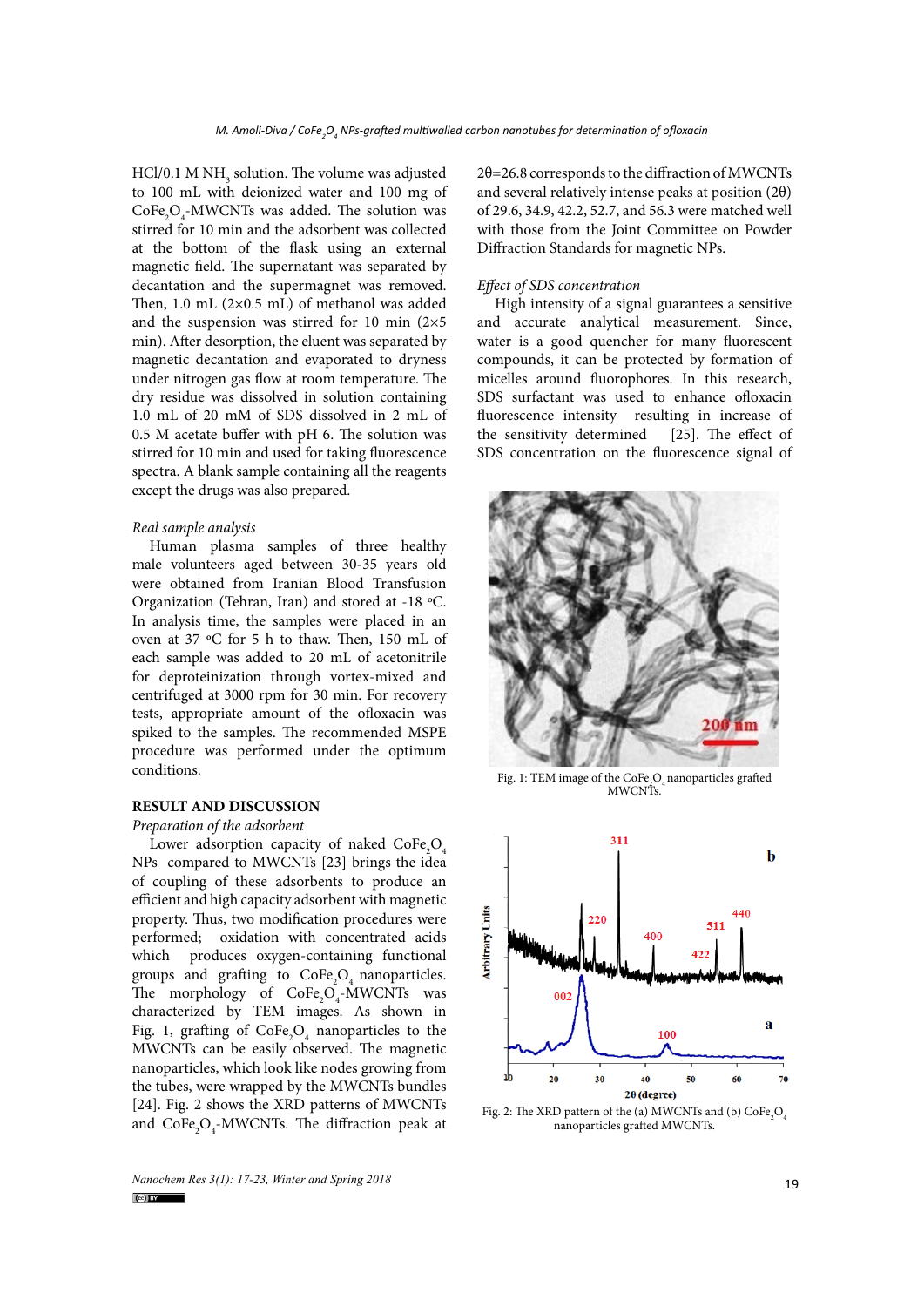HCl/0.1 M $NH_3$ solution. The volume was adjusted to 100 mL with deionized water and 100 mg of $CoFe_2O_4$-MWCNTs was added. The solution was stirred for 10 min and the adsorbent was collected at the bottom of the flask using an external magnetic field. The supernatant was separated by decantation and the supermagnet was removed. Then, 1.0 mL (2×0.5 mL) of methanol was added and the suspension was stirred for 10 min (2×5 min). After desorption, the eluent was separated by magnetic decantation and evaporated to dryness under nitrogen gas flow at room temperature. The dry residue was dissolved in solution containing 1.0 mL of 20 mM of SDS dissolved in 2 mL of 0.5 M acetate buffer with pH 6. The solution was stirred for 10 min and used for taking fluorescence spectra. A blank sample containing all the reagents except the drugs was also prepared.

*Real sample analysis*

Human plasma samples of three healthy male volunteers aged between 30-35 years old were obtained from Iranian Blood Transfusion Organization (Tehran, Iran) and stored at -18 ºC. In analysis time, the samples were placed in an oven at 37 ºC for 5 h to thaw. Then, 150 mL of each sample was added to 20 mL of acetonitrile for deproteinization through vortex-mixed and centrifuged at 3000 rpm for 30 min. For recovery tests, appropriate amount of the ofloxacin was spiked to the samples. The recommended MSPE procedure was performed under the optimum conditions.

## RESULT AND DISCUSSION

*Preparation of the adsorbent*

Lower adsorption capacity of naked $CoFe_2O_4$ NPs compared to MWCNTs [23] brings the idea of coupling of these adsorbents to produce an efficient and high capacity adsorbent with magnetic property. Thus, two modification procedures were performed; oxidation with concentrated acids which produces oxygen-containing functional groups and grafting to $CoFe_2O_4$ nanoparticles. The morphology of $CoFe_2O_4$-MWCNTs was characterized by TEM images. As shown in Fig. 1, grafting of $CoFe_2O_4$ nanoparticles to the MWCNTs can be easily observed. The magnetic nanoparticles, which look like nodes growing from the tubes, were wrapped by the MWCNTs bundles [24]. Fig. 2 shows the XRD patterns of MWCNTs and $CoFe_2O_4$-MWCNTs. The diffraction peak at $2\theta$=26.8 corresponds to the diffraction of MWCNTs and several relatively intense peaks at position ($2\theta$) of 29.6, 34.9, 42.2, 52.7, and 56.3 were matched well with those from the Joint Committee on Powder Diffraction Standards for magnetic NPs.

*Effect of SDS concentration*

High intensity of a signal guarantees a sensitive and accurate analytical measurement. Since, water is a good quencher for many fluorescent compounds, it can be protected by formation of micelles around fluorophores. In this research, SDS surfactant was used to enhance ofloxacin fluorescence intensity resulting in increase of the sensitivity determined [25]. The effect of SDS concentration on the fluorescence signal of

Fig. 1: TEM image of the $CoFe_2O_4$ nanoparticles grafted MWCNTs.

Fig. 2: The XRD pattern of the (a) MWCNTs and (b) $CoFe_2O_4$ nanoparticles grafted MWCNTs.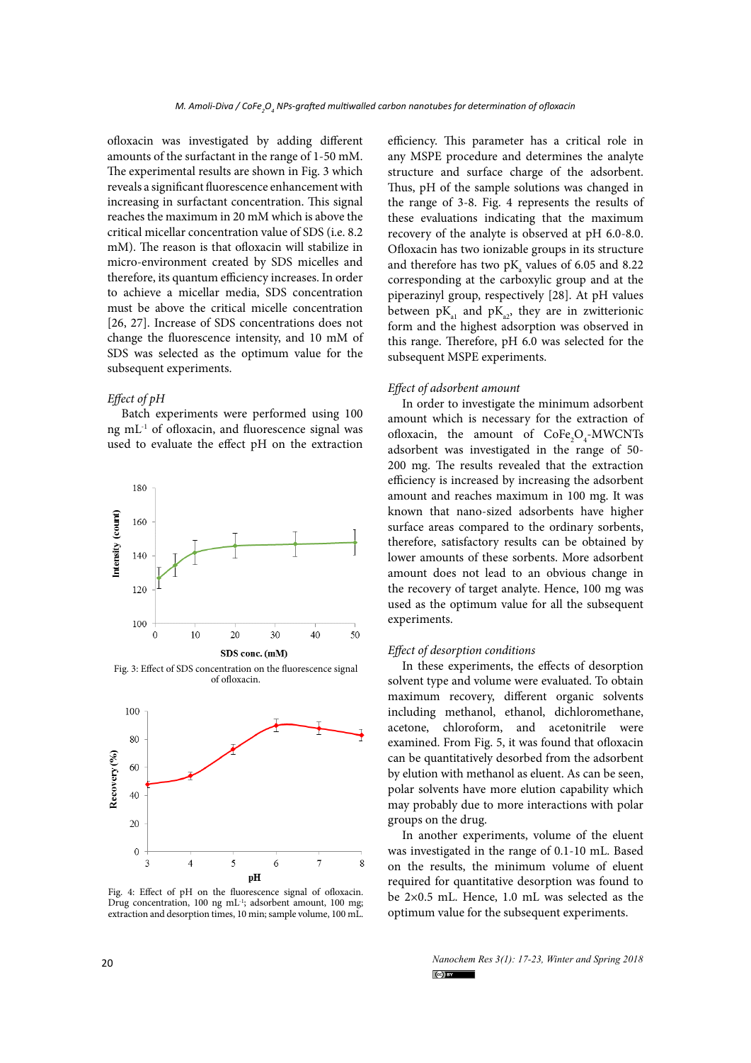ofloxacin was investigated by adding different amounts of the surfactant in the range of 1-50 mM. The experimental results are shown in Fig. 3 which reveals a significant fluorescence enhancement with increasing in surfactant concentration. This signal reaches the maximum in 20 mM which is above the critical micellar concentration value of SDS (i.e. 8.2 mM). The reason is that ofloxacin will stabilize in micro-environment created by SDS micelles and therefore, its quantum efficiency increases. In order to achieve a micellar media, SDS concentration must be above the critical micelle concentration [26, 27]. Increase of SDS concentrations does not change the fluorescence intensity, and 10 mM of SDS was selected as the optimum value for the subsequent experiments.

*Effect of pH*

Batch experiments were performed using 100 ng mL$^{-1}$ of ofloxacin, and fluorescence signal was used to evaluate the effect pH on the extraction efficiency. This parameter has a critical role in any MSPE procedure and determines the analyte structure and surface charge of the adsorbent. Thus, pH of the sample solutions was changed in the range of 3-8. Fig. 4 represents the results of these evaluations indicating that the maximum recovery of the analyte is observed at pH 6.0-8.0. Ofloxacin has two ionizable groups in its structure and therefore has two pK$_a$ values of 6.05 and 8.22 corresponding at the carboxylic group and at the piperazinyl group, respectively [28]. At pH values between pK$_{a1}$ and pK$_{a2}$, they are in zwitterionic form and the highest adsorption was observed in this range. Therefore, pH 6.0 was selected for the subsequent MSPE experiments.

Fig. 3: Effect of SDS concentration on the fluorescence signal of ofloxacin.

Fig. 4: Effect of pH on the fluorescence signal of ofloxacin. Drug concentration, 100 ng mL$^{-1}$; adsorbent amount, 100 mg; extraction and desorption times, 10 min; sample volume, 100 mL.

*Effect of adsorbent amount*

In order to investigate the minimum adsorbent amount which is necessary for the extraction of ofloxacin, the amount of $CoFe_2O_4$-MWCNTs adsorbent was investigated in the range of 50-200 mg. The results revealed that the extraction efficiency is increased by increasing the adsorbent amount and reaches maximum in 100 mg. It was known that nano-sized adsorbents have higher surface areas compared to the ordinary sorbents, therefore, satisfactory results can be obtained by lower amounts of these sorbents. More adsorbent amount does not lead to an obvious change in the recovery of target analyte. Hence, 100 mg was used as the optimum value for all the subsequent experiments.

*Effect of desorption conditions*

In these experiments, the effects of desorption solvent type and volume were evaluated. To obtain maximum recovery, different organic solvents including methanol, ethanol, dichloromethane, acetone, chloroform, and acetonitrile were examined. From Fig. 5, it was found that ofloxacin can be quantitatively desorbed from the adsorbent by elution with methanol as eluent. As can be seen, polar solvents have more elution capability which may probably due to more interactions with polar groups on the drug.

In another experiments, volume of the eluent was investigated in the range of 0.1-10 mL. Based on the results, the minimum volume of eluent required for quantitative desorption was found to be 2×0.5 mL. Hence, 1.0 mL was selected as the optimum value for the subsequent experiments.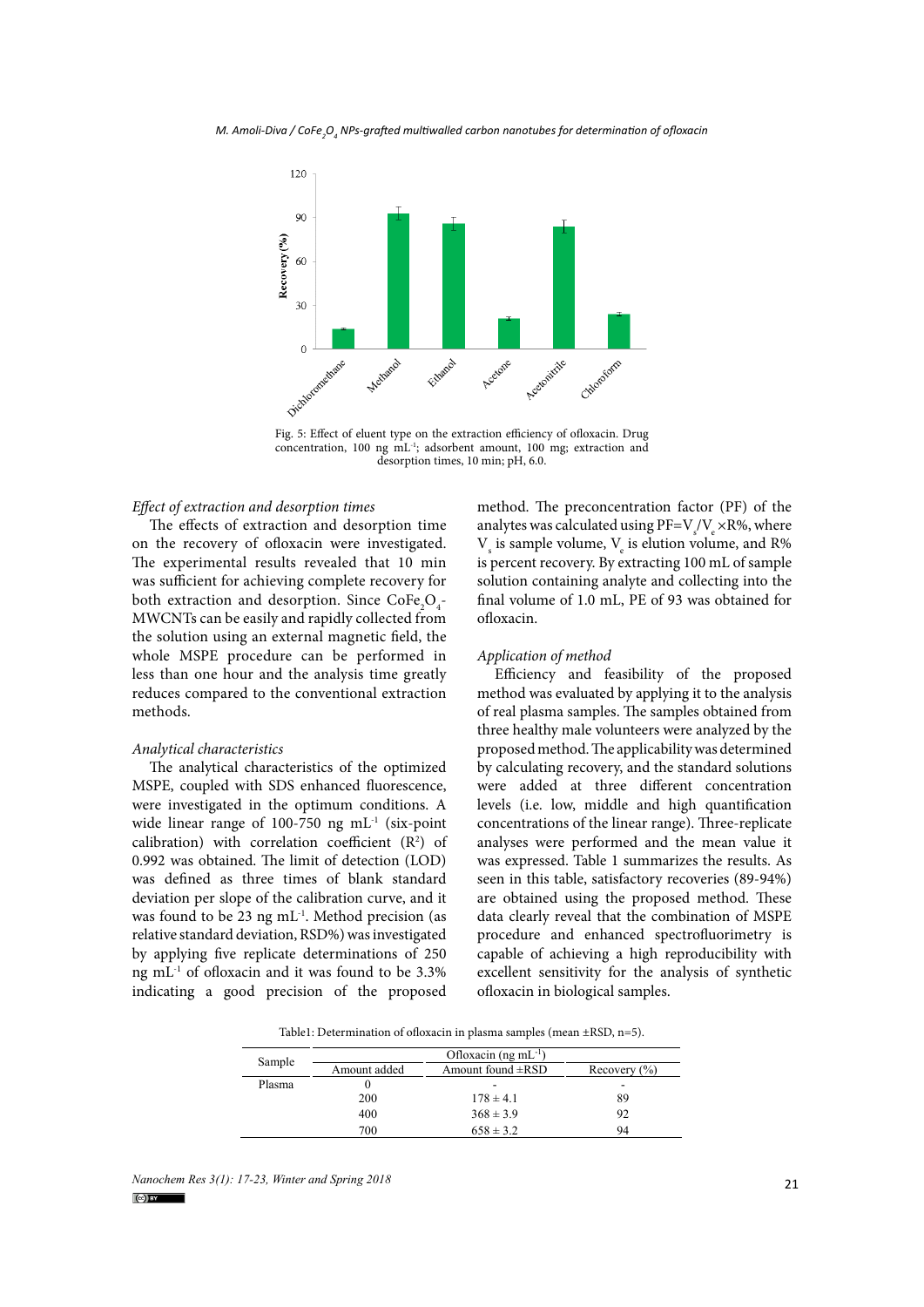Fig. 5: Effect of eluent type on the extraction efficiency of ofloxacin. Drug concentration, 100 ng mL$^{-1}$; adsorbent amount, 100 mg; extraction and desorption times, 10 min; pH, 6.0.

*Effect of extraction and desorption times*

The effects of extraction and desorption time on the recovery of ofloxacin were investigated. The experimental results revealed that 10 min was sufficient for achieving complete recovery for both extraction and desorption. Since $CoFe_2O_4$-MWCNTs can be easily and rapidly collected from the solution using an external magnetic field, the whole MSPE procedure can be performed in less than one hour and the analysis time greatly reduces compared to the conventional extraction methods.

*Analytical characteristics*

The analytical characteristics of the optimized MSPE, coupled with SDS enhanced fluorescence, were investigated in the optimum conditions. A wide linear range of 100-750 ng mL$^{-1}$ (six-point calibration) with correlation coefficient ($R^2$) of 0.992 was obtained. The limit of detection (LOD) was defined as three times of blank standard deviation per slope of the calibration curve, and it was found to be 23 ng mL$^{-1}$. Method precision (as relative standard deviation, RSD%) was investigated by applying five replicate determinations of 250 ng mL$^{-1}$ of ofloxacin and it was found to be 3.3% indicating a good precision of the proposed method. The preconcentration factor (PF) of the analytes was calculated using $PF=V_s/V_e \times R\%$, where $V_s$ is sample volume, $V_e$ is elution volume, and R% is percent recovery. By extracting 100 mL of sample solution containing analyte and collecting into the final volume of 1.0 mL, PE of 93 was obtained for ofloxacin.

*Application of method*

Efficiency and feasibility of the proposed method was evaluated by applying it to the analysis of real plasma samples. The samples obtained from three healthy male volunteers were analyzed by the proposed method. The applicability was determined by calculating recovery, and the standard solutions were added at three different concentration levels (i.e. low, middle and high quantification concentrations of the linear range). Three-replicate analyses were performed and the mean value it was expressed. Table 1 summarizes the results. As seen in this table, satisfactory recoveries (89-94%) are obtained using the proposed method. These data clearly reveal that the combination of MSPE procedure and enhanced spectrofluorimetry is capable of achieving a high reproducibility with excellent sensitivity for the analysis of synthetic ofloxacin in biological samples.

Table1: Determination of ofloxacin in plasma samples (mean ±RSD, n=5).

| Sample | Ofloxacin (ng mL$^{-1}$) | | |
|---|---|---|---|
| | Amount added | Amount found ±RSD | Recovery (%) |
| Plasma | 0 | - | - |
| | 200 | 178 ± 4.1 | 89 |
| | 400 | 368 ± 3.9 | 92 |
| | 700 | 658 ± 3.2 | 94 |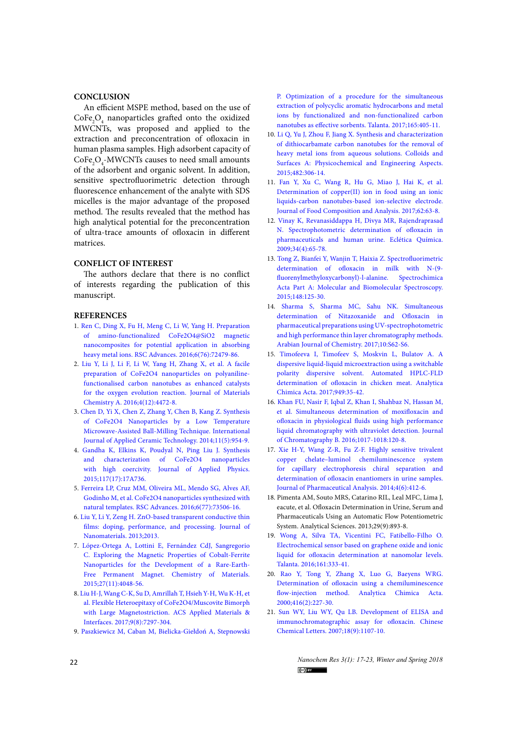## CONCLUSION

An efficient MSPE method, based on the use of $CoFe_2O_4$ nanoparticles grafted onto the oxidized MWCNTs, was proposed and applied to the extraction and preconcentration of ofloxacin in human plasma samples. High adsorbent capacity of $CoFe_2O_4$-MWCNTs causes to need small amounts of the adsorbent and organic solvent. In addition, sensitive spectrofluorimetric detection through fluorescence enhancement of the analyte with SDS micelles is the major advantage of the proposed method. The results revealed that the method has high analytical potential for the preconcentration of ultra-trace amounts of ofloxacin in different matrices.

## CONFLICT OF INTEREST

The authors declare that there is no conflict of interests regarding the publication of this manuscript.

## REFERENCES

1. Ren C, Ding X, Fu H, Meng C, Li W, Yang H. Preparation of amino-functionalized CoFe2O4@SiO2 magnetic nanocomposites for potential application in absorbing heavy metal ions. RSC Advances. 2016;6(76):72479-86.
2. Liu Y, Li J, Li F, Li W, Yang H, Zhang X, et al. A facile preparation of CoFe2O4 nanoparticles on polyaniline-functionalised carbon nanotubes as enhanced catalysts for the oxygen evolution reaction. Journal of Materials Chemistry A. 2016;4(12):4472-8.
3. Chen D, Yi X, Chen Z, Zhang Y, Chen B, Kang Z. Synthesis of CoFe2O4 Nanoparticles by a Low Temperature Microwave-Assisted Ball-Milling Technique. International Journal of Applied Ceramic Technology. 2014;11(5):954-9.
4. Gandha K, Elkins K, Poudyal N, Ping Liu J. Synthesis and characterization of CoFe2O4 nanoparticles with high coercivity. Journal of Applied Physics. 2015;117(17):17A736.
5. Ferreira LP, Cruz MM, Oliveira ML, Mendo SG, Alves AF, Godinho M, et al. CoFe2O4 nanoparticles synthesized with natural templates. RSC Advances. 2016;6(77):73506-16.
6. Liu Y, Li Y, Zeng H. ZnO-based transparent conductive thin films: doping, performance, and processing. Journal of Nanomaterials. 2013;2013.
7. López-Ortega A, Lottini E, Fernández CdJ, Sangregorio C. Exploring the Magnetic Properties of Cobalt-Ferrite Nanoparticles for the Development of a Rare-Earth-Free Permanent Magnet. Chemistry of Materials. 2015;27(11):4048-56.
8. Liu H-J, Wang C-K, Su D, Amrillah T, Hsieh Y-H, Wu K-H, et al. Flexible Heteroepitaxy of CoFe2O4/Muscovite Bimorph with Large Magnetostriction. ACS Applied Materials & Interfaces. 2017;9(8):7297-304.
9. Paszkiewicz M, Caban M, Bielicka-Giełdoń A, Stepnowski P. Optimization of a procedure for the simultaneous extraction of polycyclic aromatic hydrocarbons and metal ions by functionalized and non-functionalized carbon nanotubes as effective sorbents. Talanta. 2017;165:405-11.
10. Li Q, Yu J, Zhou F, Jiang X. Synthesis and characterization of dithiocarbamate carbon nanotubes for the removal of heavy metal ions from aqueous solutions. Colloids and Surfaces A: Physicochemical and Engineering Aspects. 2015;482:306-14.
11. Fan Y, Xu C, Wang R, Hu G, Miao J, Hai K, et al. Determination of copper(II) ion in food using an ionic liquids-carbon nanotubes-based ion-selective electrode. Journal of Food Composition and Analysis. 2017;62:63-8.
12. Vinay K, Revanasiddappa H, Divya MR, Rajendraprasad N. Spectrophotometric determination of ofloxacin in pharmaceuticals and human urine. Eclética Química. 2009;34(4):65-78.
13. Tong Z, Bianfei Y, Wanjin T, Haixia Z. Spectrofluorimetric determination of ofloxacin in milk with N-(9-fluorenylmethyloxycarbonyl)-l-alanine. Spectrochimica Acta Part A: Molecular and Biomolecular Spectroscopy. 2015;148:125-30.
14. Sharma S, Sharma MC, Sahu NK. Simultaneous determination of Nitazoxanide and Ofloxacin in pharmaceutical preparations using UV-spectrophotometric and high performance thin layer chromatography methods. Arabian Journal of Chemistry. 2017;10:S62-S6.
15. Timofeeva I, Timofeev S, Moskvin L, Bulatov A. A dispersive liquid-liquid microextraction using a switchable polarity dispersive solvent. Automated HPLC-FLD determination of ofloxacin in chicken meat. Analytica Chimica Acta. 2017;949:35-42.
16. Khan FU, Nasir F, Iqbal Z, Khan I, Shahbaz N, Hassan M, et al. Simultaneous determination of moxifloxacin and ofloxacin in physiological fluids using high performance liquid chromatography with ultraviolet detection. Journal of Chromatography B. 2016;1017-1018:120-8.
17. Xie H-Y, Wang Z-R, Fu Z-F. Highly sensitive trivalent copper chelate–luminol chemiluminescence system for capillary electrophoresis chiral separation and determination of ofloxacin enantiomers in urine samples. Journal of Pharmaceutical Analysis. 2014;4(6):412-6.
18. Pimenta AM, Souto MRS, Catarino RIL, Leal MFC, Lima J, eacute, et al. Ofloxacin Determination in Urine, Serum and Pharmaceuticals Using an Automatic Flow Potentiometric System. Analytical Sciences. 2013;29(9):893-8.
19. Wong A, Silva TA, Vicentini FC, Fatibello-Filho O. Electrochemical sensor based on graphene oxide and ionic liquid for ofloxacin determination at nanomolar levels. Talanta. 2016;161:333-41.
20. Rao Y, Tong Y, Zhang X, Luo G, Baeyens WRG. Determination of ofloxacin using a chemiluminescence flow-injection method. Analytica Chimica Acta. 2000;416(2):227-30.
21. Sun WY, Liu WY, Qu LB. Development of ELISA and immunochromatographic assay for ofloxacin. Chinese Chemical Letters. 2007;18(9):1107-10.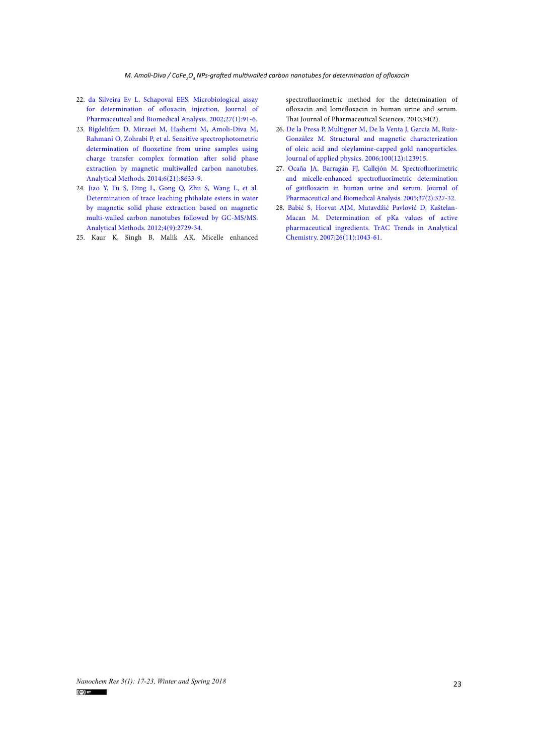22. da Silveira Ev L, Schapoval EES. Microbiological assay for determination of ofloxacin injection. Journal of Pharmaceutical and Biomedical Analysis. 2002;27(1):91-6.
23. Bigdelifam D, Mirzaei M, Hashemi M, Amoli-Diva M, Rahmani O, Zohrabi P, et al. Sensitive spectrophotometric determination of fluoxetine from urine samples using charge transfer complex formation after solid phase extraction by magnetic multiwalled carbon nanotubes. Analytical Methods. 2014;6(21):8633-9.
24. Jiao Y, Fu S, Ding L, Gong Q, Zhu S, Wang L, et al. Determination of trace leaching phthalate esters in water by magnetic solid phase extraction based on magnetic multi-walled carbon nanotubes followed by GC-MS/MS. Analytical Methods. 2012;4(9):2729-34.
25. Kaur K, Singh B, Malik AK. Micelle enhanced spectrofluorimetric method for the determination of ofloxacin and lomefloxacin in human urine and serum. Thai Journal of Pharmaceutical Sciences. 2010;34(2).
26. De la Presa P, Multigner M, De la Venta J, García M, Ruiz-González M. Structural and magnetic characterization of oleic acid and oleylamine-capped gold nanoparticles. Journal of applied physics. 2006;100(12):123915.
27. Ocaña JA, Barragán FJ, Callejón M. Spectrofluorimetric and micelle-enhanced spectrofluorimetric determination of gatifloxacin in human urine and serum. Journal of Pharmaceutical and Biomedical Analysis. 2005;37(2):327-32.
28. Babić S, Horvat AJM, Mutavdžić Pavlović D, Kaštelan-Macan M. Determination of pKa values of active pharmaceutical ingredients. TrAC Trends in Analytical Chemistry. 2007;26(11):1043-61.